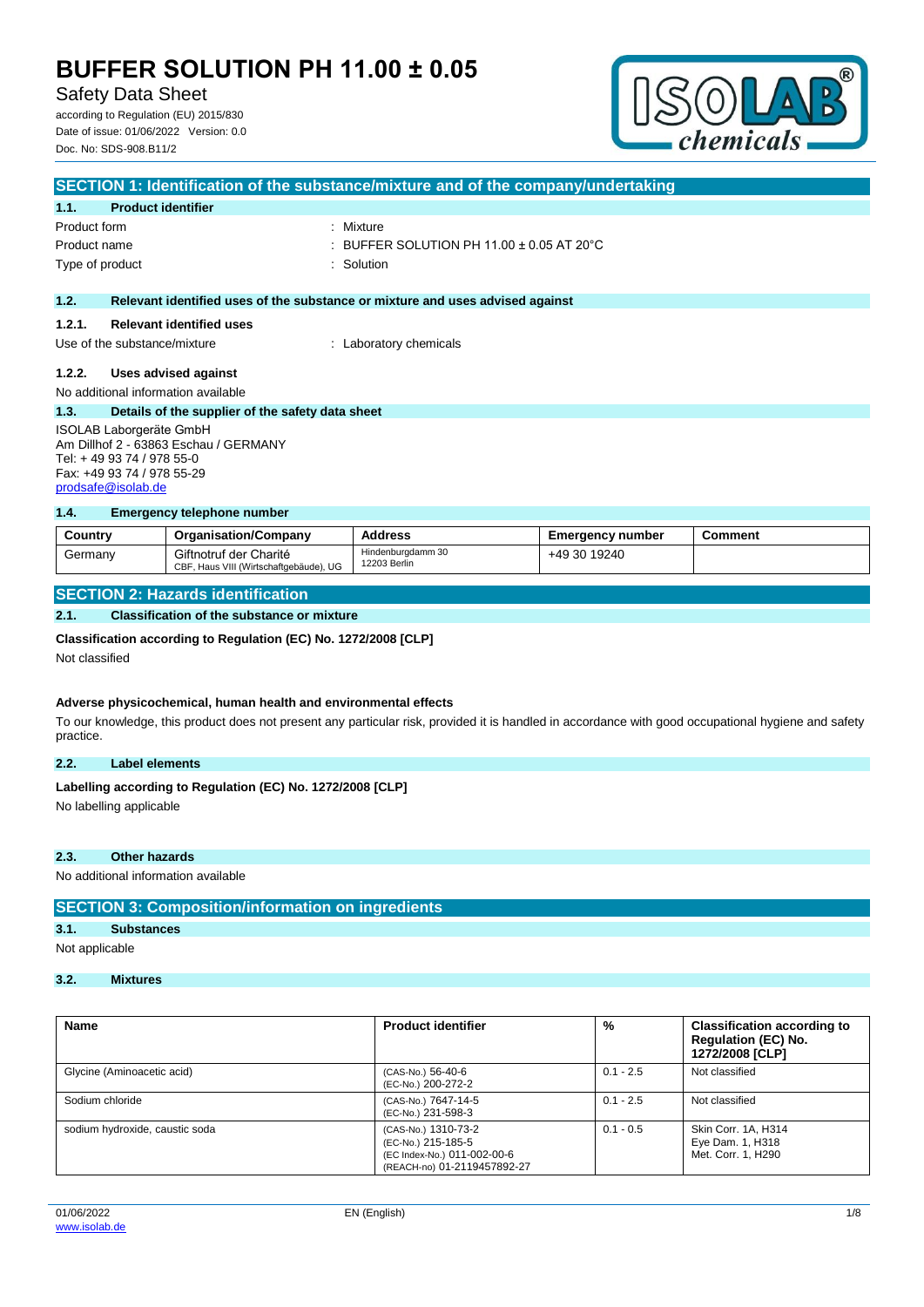# BUFFER SOLUTION PH 11.00 ± 0.05

Safety Data Sheet

according to Regulation (EU) 2015/830
Date of issue: 01/06/2022 Version: 0.0
Doc. No: SDS-908.B11/2

## SECTION 1: Identification of the substance/mixture and of the company/undertaking

### 1.1. Product identifier

Product form : Mixture
Product name : BUFFER SOLUTION PH 11.00 ± 0.05 AT 20°C
Type of product : Solution

### 1.2. Relevant identified uses of the substance or mixture and uses advised against

#### 1.2.1. Relevant identified uses

Use of the substance/mixture : Laboratory chemicals

#### 1.2.2. Uses advised against

No additional information available

### 1.3. Details of the supplier of the safety data sheet

ISOLAB Laborgeräte GmbH
Am Dillhof 2 - 63863 Eschau / GERMANY
Tel: + 49 93 74 / 978 55-0
Fax: +49 93 74 / 978 55-29
prodsafe@isolab.de

### 1.4. Emergency telephone number

| Country | Organisation/Company | Address | Emergency number | Comment |
|---|---|---|---|---|
| Germany | Giftnotruf der Charité<br>CBF, Haus VIII (Wirtschaftgebäude), UG | Hindenburgdamm 30<br>12203 Berlin | +49 30 19240 | |

## SECTION 2: Hazards identification

### 2.1. Classification of the substance or mixture

**Classification according to Regulation (EC) No. 1272/2008 [CLP]**

Not classified

**Adverse physicochemical, human health and environmental effects**

To our knowledge, this product does not present any particular risk, provided it is handled in accordance with good occupational hygiene and safety practice.

### 2.2. Label elements

**Labelling according to Regulation (EC) No. 1272/2008 [CLP]**

No labelling applicable

### 2.3. Other hazards

No additional information available

## SECTION 3: Composition/information on ingredients

### 3.1. Substances

Not applicable

### 3.2. Mixtures

| Name | Product identifier | % | Classification according to Regulation (EC) No. 1272/2008 [CLP] |
|---|---|---|---|
| Glycine (Aminoacetic acid) | (CAS-No.) 56-40-6<br>(EC-No.) 200-272-2 | 0.1 - 2.5 | Not classified |
| Sodium chloride | (CAS-No.) 7647-14-5<br>(EC-No.) 231-598-3 | 0.1 - 2.5 | Not classified |
| sodium hydroxide, caustic soda | (CAS-No.) 1310-73-2<br>(EC-No.) 215-185-5<br>(EC Index-No.) 011-002-00-6<br>(REACH-no) 01-2119457892-27 | 0.1 - 0.5 | Skin Corr. 1A, H314<br>Eye Dam. 1, H318<br>Met. Corr. 1, H290 |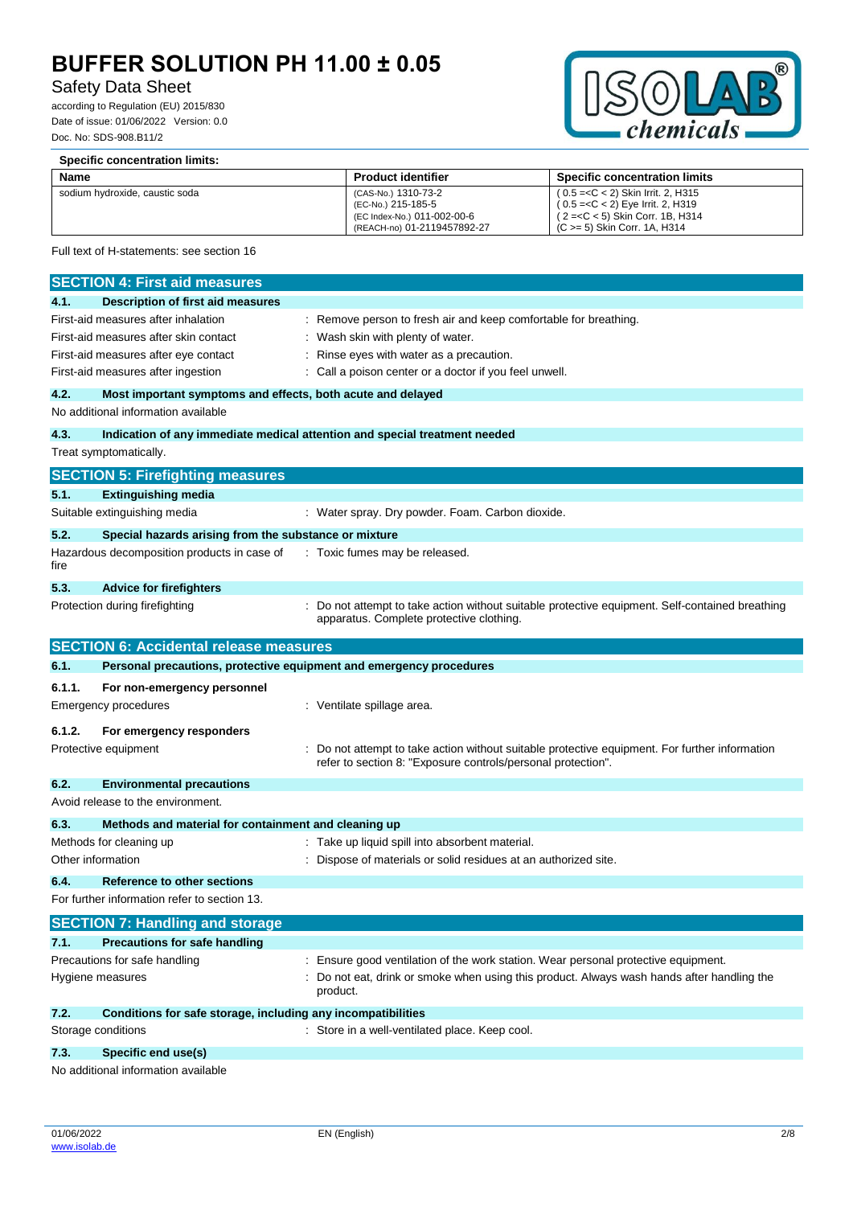**Specific concentration limits:**

| Name | Product identifier | Specific concentration limits |
|---|---|---|
| sodium hydroxide, caustic soda | (CAS-No.) 1310-73-2<br>(EC-No.) 215-185-5<br>(EC Index-No.) 011-002-00-6<br>(REACH-no) 01-2119457892-27 | ( 0.5 =<C < 2) Skin Irrit. 2, H315<br>( 0.5 =<C < 2) Eye Irrit. 2, H319<br>( 2 =<C < 5) Skin Corr. 1B, H314<br>(C >= 5) Skin Corr. 1A, H314 |

Full text of H-statements: see section 16

## SECTION 4: First aid measures

### 4.1. Description of first aid measures

First-aid measures after inhalation : Remove person to fresh air and keep comfortable for breathing.

First-aid measures after skin contact : Wash skin with plenty of water.

First-aid measures after eye contact : Rinse eyes with water as a precaution.

First-aid measures after ingestion : Call a poison center or a doctor if you feel unwell.

### 4.2. Most important symptoms and effects, both acute and delayed

No additional information available

### 4.3. Indication of any immediate medical attention and special treatment needed

Treat symptomatically.

## SECTION 5: Firefighting measures

### 5.1. Extinguishing media

Suitable extinguishing media : Water spray. Dry powder. Foam. Carbon dioxide.

### 5.2. Special hazards arising from the substance or mixture

Hazardous decomposition products in case of fire : Toxic fumes may be released.

### 5.3. Advice for firefighters

Protection during firefighting : Do not attempt to take action without suitable protective equipment. Self-contained breathing apparatus. Complete protective clothing.

## SECTION 6: Accidental release measures

### 6.1. Personal precautions, protective equipment and emergency procedures

#### 6.1.1. For non-emergency personnel

Emergency procedures : Ventilate spillage area.

#### 6.1.2. For emergency responders

Protective equipment : Do not attempt to take action without suitable protective equipment. For further information refer to section 8: "Exposure controls/personal protection".

### 6.2. Environmental precautions

Avoid release to the environment.

### 6.3. Methods and material for containment and cleaning up

Methods for cleaning up : Take up liquid spill into absorbent material.

Other information : Dispose of materials or solid residues at an authorized site.

### 6.4. Reference to other sections

For further information refer to section 13.

## SECTION 7: Handling and storage

### 7.1. Precautions for safe handling

Precautions for safe handling : Ensure good ventilation of the work station. Wear personal protective equipment.

Hygiene measures : Do not eat, drink or smoke when using this product. Always wash hands after handling the product.

### 7.2. Conditions for safe storage, including any incompatibilities

Storage conditions : Store in a well-ventilated place. Keep cool.

### 7.3. Specific end use(s)

No additional information available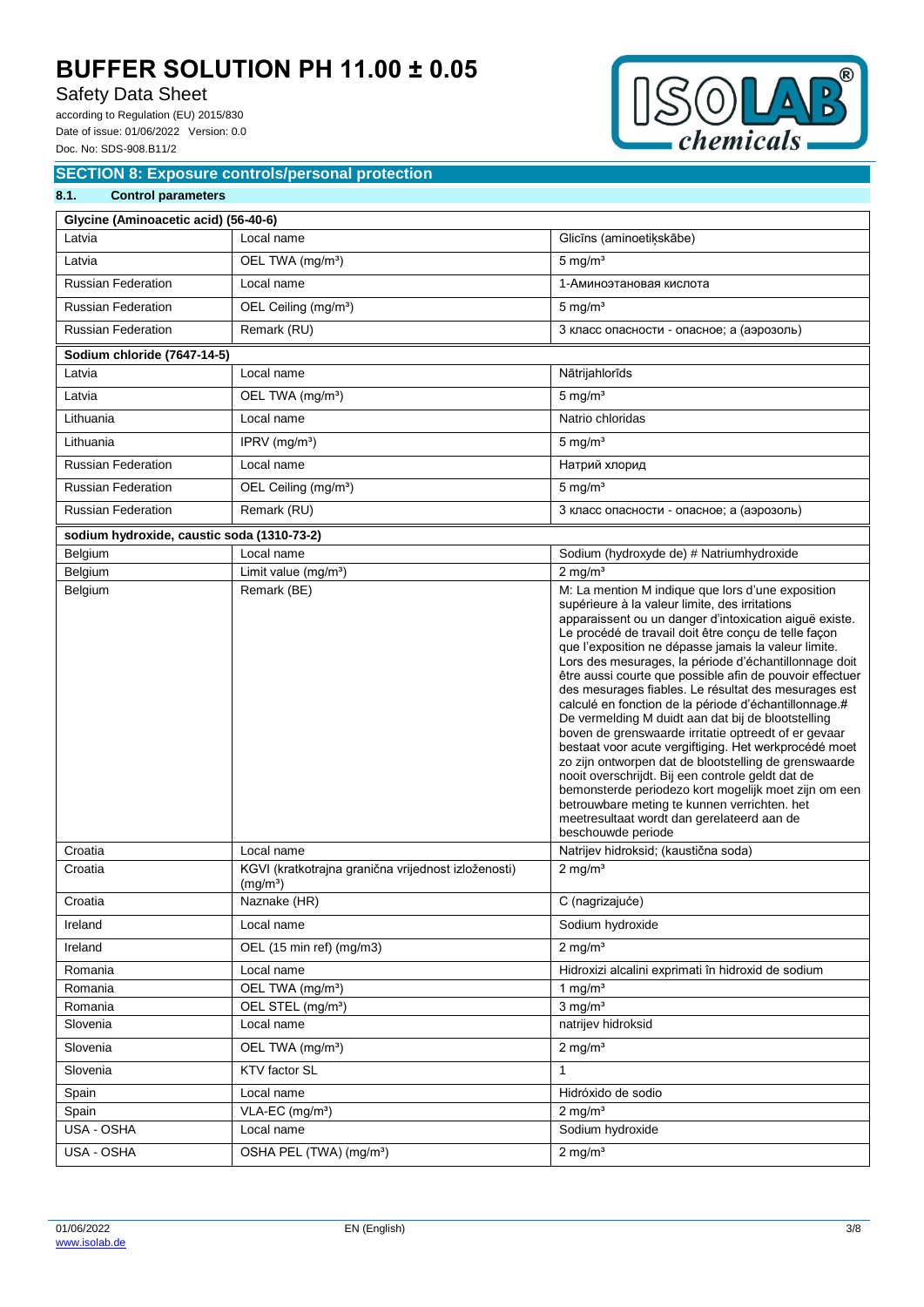## SECTION 8: Exposure controls/personal protection

### 8.1. Control parameters

| Glycine (Aminoacetic acid) (56-40-6) | | |
|---|---|---|
| Latvia | Local name | Glicīns (aminoetiķskābe) |
| Latvia | OEL TWA (mg/m³) | 5 mg/m³ |
| Russian Federation | Local name | 1-Аминоэтановая кислота |
| Russian Federation | OEL Ceiling (mg/m³) | 5 mg/m³ |
| Russian Federation | Remark (RU) | 3 класс опасности - опасное; а (аэрозоль) |

| Sodium chloride (7647-14-5) | | |
|---|---|---|
| Latvia | Local name | Nātrijahlorīds |
| Latvia | OEL TWA (mg/m³) | 5 mg/m³ |
| Lithuania | Local name | Natrio chloridas |
| Lithuania | IPRV (mg/m³) | 5 mg/m³ |
| Russian Federation | Local name | Натрий хлорид |
| Russian Federation | OEL Ceiling (mg/m³) | 5 mg/m³ |
| Russian Federation | Remark (RU) | 3 класс опасности - опасное; а (аэрозоль) |

| sodium hydroxide, caustic soda (1310-73-2) | | |
|---|---|---|
| Belgium | Local name | Sodium (hydroxyde de) # Natriumhydroxide |
| Belgium | Limit value (mg/m³) | 2 mg/m³ |
| Belgium | Remark (BE) | M: La mention M indique que lors d'une exposition supérieure à la valeur limite, des irritations apparaissent ou un danger d'intoxication aiguë existe. Le procédé de travail doit être conçu de telle façon que l'exposition ne dépasse jamais la valeur limite. Lors des mesurages, la période d'échantillonnage doit être aussi courte que possible afin de pouvoir effectuer des mesurages fiables. Le résultat des mesurages est calculé en fonction de la période d'échantillonnage.# De vermelding M duidt aan dat bij de blootstelling boven de grenswaarde irritatie optreedt of er gevaar bestaat voor acute vergiftiging. Het werkprocédé moet zo zijn ontworpen dat de blootstelling de grenswaarde nooit overschrijdt. Bij een controle geldt dat de bemonsterde periodezo kort mogelijk moet zijn om een betrouwbare meting te kunnen verrichten. het meetresultaat wordt dan gerelateerd aan de beschouwde periode |
| Croatia | Local name | Natrijev hidroksid; (kaustična soda) |
| Croatia | KGVI (kratkotrajna granična vrijednost izloženosti) (mg/m³) | 2 mg/m³ |
| Croatia | Naznake (HR) | C (nagrizajuće) |
| Ireland | Local name | Sodium hydroxide |
| Ireland | OEL (15 min ref) (mg/m3) | 2 mg/m³ |
| Romania | Local name | Hidroxizi alcalini exprimati în hidroxid de sodium |
| Romania | OEL TWA (mg/m³) | 1 mg/m³ |
| Romania | OEL STEL (mg/m³) | 3 mg/m³ |
| Slovenia | Local name | natrijev hidroksid |
| Slovenia | OEL TWA (mg/m³) | 2 mg/m³ |
| Slovenia | KTV factor SL | 1 |
| Spain | Local name | Hidróxido de sodio |
| Spain | VLA-EC (mg/m³) | 2 mg/m³ |
| USA - OSHA | Local name | Sodium hydroxide |
| USA - OSHA | OSHA PEL (TWA) (mg/m³) | 2 mg/m³ |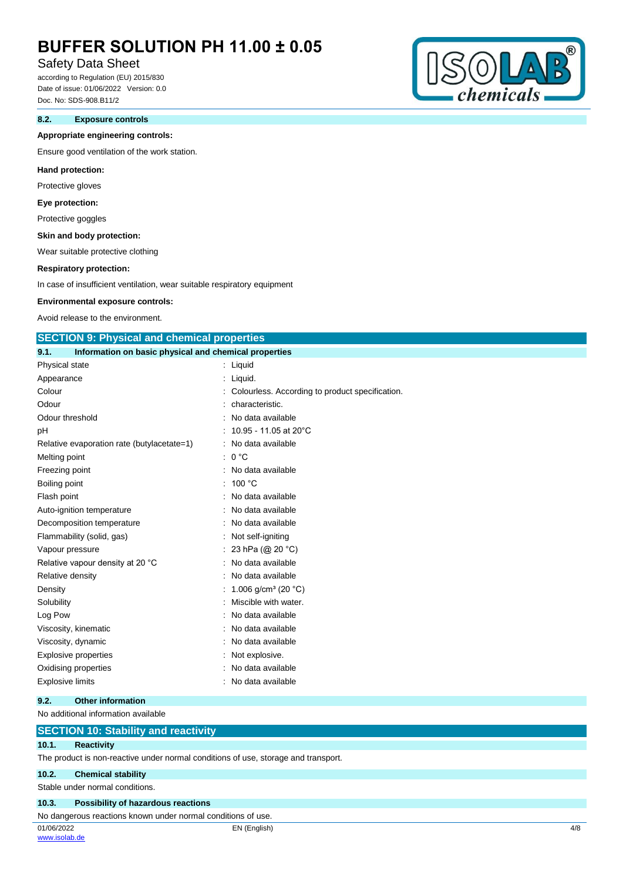### 8.2. Exposure controls

**Appropriate engineering controls:**

Ensure good ventilation of the work station.

**Hand protection:**

Protective gloves

**Eye protection:**

Protective goggles

**Skin and body protection:**

Wear suitable protective clothing

**Respiratory protection:**

In case of insufficient ventilation, wear suitable respiratory equipment

**Environmental exposure controls:**

Avoid release to the environment.

## SECTION 9: Physical and chemical properties

### 9.1. Information on basic physical and chemical properties

| Property | Value |
|---|---|
| Physical state | Liquid |
| Appearance | Liquid. |
| Colour | Colourless. According to product specification. |
| Odour | characteristic. |
| Odour threshold | No data available |
| pH | 10.95 - 11.05 at 20°C |
| Relative evaporation rate (butylacetate=1) | No data available |
| Melting point | 0 °C |
| Freezing point | No data available |
| Boiling point | 100 °C |
| Flash point | No data available |
| Auto-ignition temperature | No data available |
| Decomposition temperature | No data available |
| Flammability (solid, gas) | Not self-igniting |
| Vapour pressure | 23 hPa (@ 20 °C) |
| Relative vapour density at 20 °C | No data available |
| Relative density | No data available |
| Density | 1.006 g/cm³ (20 °C) |
| Solubility | Miscible with water. |
| Log Pow | No data available |
| Viscosity, kinematic | No data available |
| Viscosity, dynamic | No data available |
| Explosive properties | Not explosive. |
| Oxidising properties | No data available |
| Explosive limits | No data available |

### 9.2. Other information

No additional information available

## SECTION 10: Stability and reactivity

### 10.1. Reactivity

The product is non-reactive under normal conditions of use, storage and transport.

### 10.2. Chemical stability

Stable under normal conditions.

### 10.3. Possibility of hazardous reactions

No dangerous reactions known under normal conditions of use.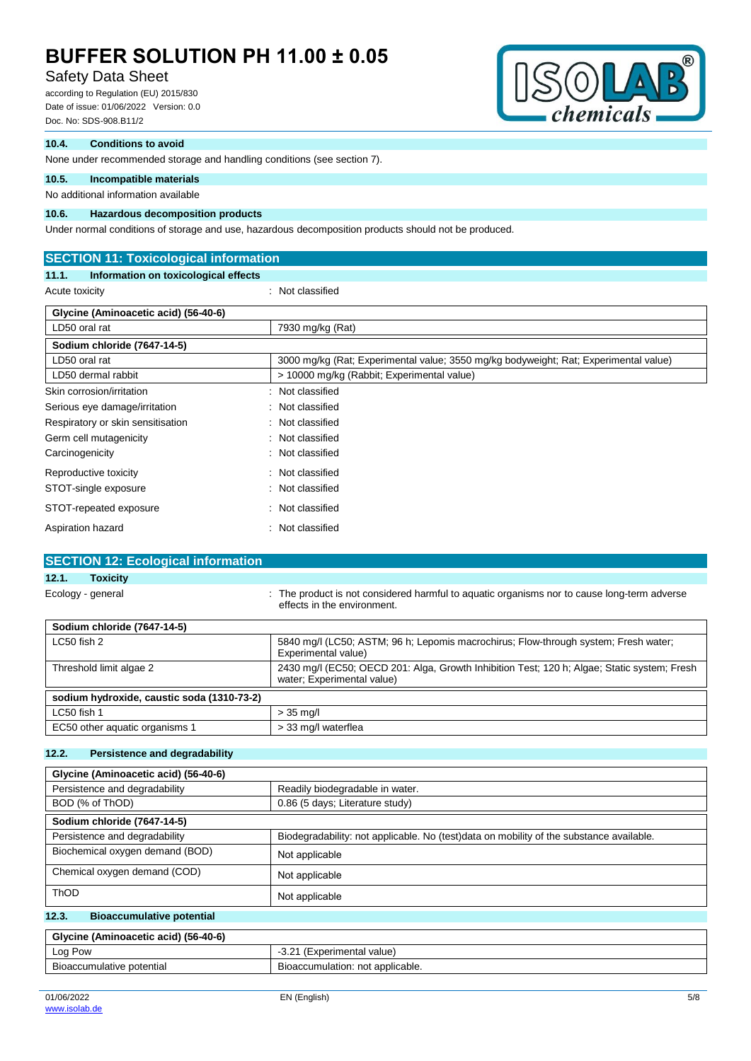#### 10.4. Conditions to avoid

None under recommended storage and handling conditions (see section 7).

#### 10.5. Incompatible materials

No additional information available

#### 10.6. Hazardous decomposition products

Under normal conditions of storage and use, hazardous decomposition products should not be produced.

## SECTION 11: Toxicological information

### 11.1. Information on toxicological effects

Acute toxicity : Not classified

| Glycine (Aminoacetic acid) (56-40-6) | |
|---|---|
| LD50 oral rat | 7930 mg/kg (Rat) |

| Sodium chloride (7647-14-5) | |
|---|---|
| LD50 oral rat | 3000 mg/kg (Rat; Experimental value; 3550 mg/kg bodyweight; Rat; Experimental value) |
| LD50 dermal rabbit | > 10000 mg/kg (Rabbit; Experimental value) |

Skin corrosion/irritation : Not classified

Serious eye damage/irritation : Not classified

Respiratory or skin sensitisation : Not classified

Germ cell mutagenicity : Not classified

Carcinogenicity : Not classified

Reproductive toxicity : Not classified

STOT-single exposure : Not classified

STOT-repeated exposure : Not classified

Aspiration hazard : Not classified

## SECTION 12: Ecological information

### 12.1. Toxicity

Ecology - general : The product is not considered harmful to aquatic organisms nor to cause long-term adverse effects in the environment.

| Sodium chloride (7647-14-5) | |
|---|---|
| LC50 fish 2 | 5840 mg/l (LC50; ASTM; 96 h; Lepomis macrochirus; Flow-through system; Fresh water; Experimental value) |
| Threshold limit algae 2 | 2430 mg/l (EC50; OECD 201: Alga, Growth Inhibition Test; 120 h; Algae; Static system; Fresh water; Experimental value) |

| sodium hydroxide, caustic soda (1310-73-2) | |
|---|---|
| LC50 fish 1 | > 35 mg/l |
| EC50 other aquatic organisms 1 | > 33 mg/l waterflea |

### 12.2. Persistence and degradability

| Glycine (Aminoacetic acid) (56-40-6) | |
|---|---|
| Persistence and degradability | Readily biodegradable in water. |
| BOD (% of ThOD) | 0.86 (5 days; Literature study) |

| Sodium chloride (7647-14-5) | |
|---|---|
| Persistence and degradability | Biodegradability: not applicable. No (test)data on mobility of the substance available. |
| Biochemical oxygen demand (BOD) | Not applicable |
| Chemical oxygen demand (COD) | Not applicable |
| ThOD | Not applicable |

### 12.3. Bioaccumulative potential

| Glycine (Aminoacetic acid) (56-40-6) | |
|---|---|
| Log Pow | -3.21 (Experimental value) |
| Bioaccumulative potential | Bioaccumulation: not applicable. |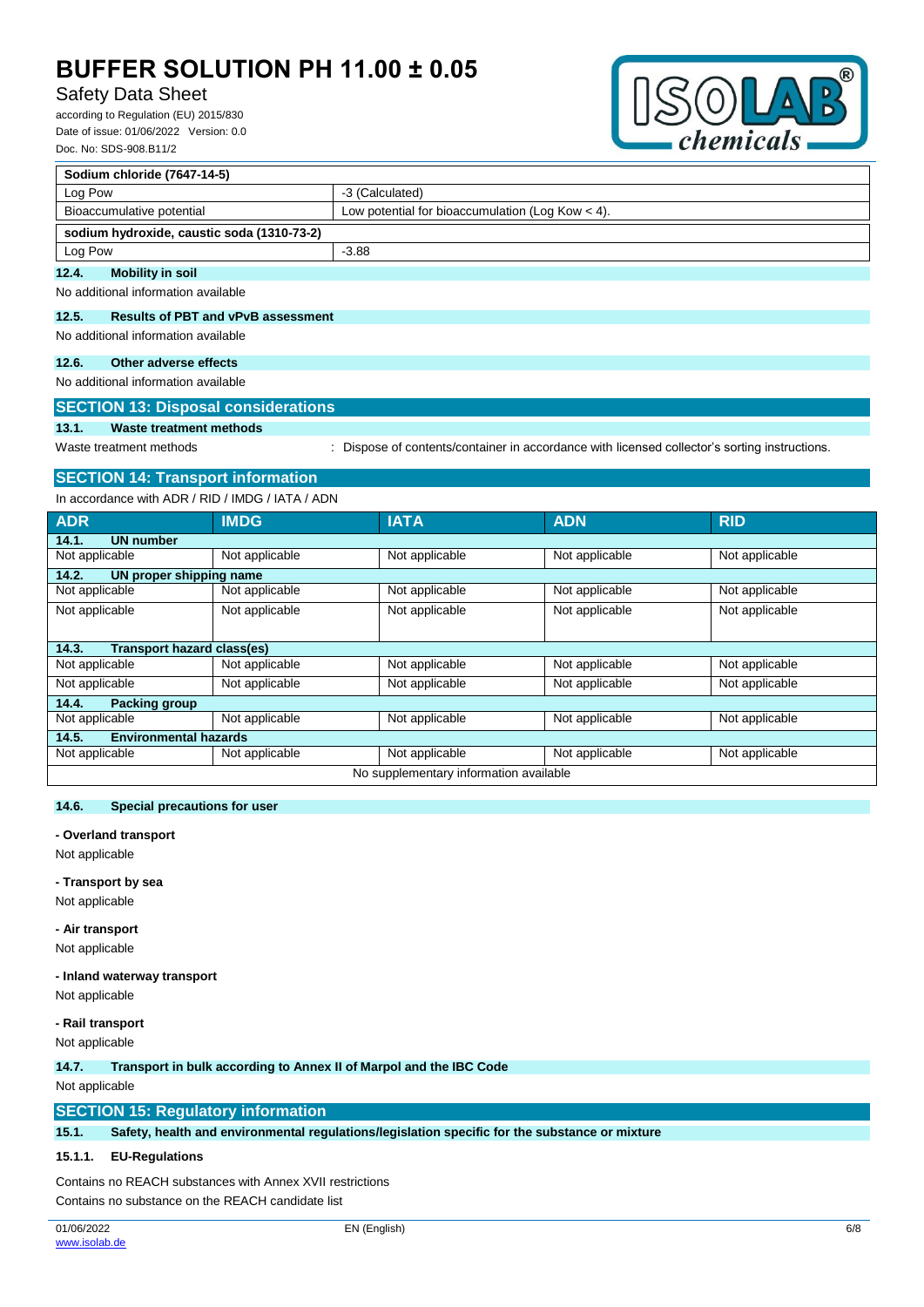| Sodium chloride (7647-14-5) | |
|---|---|
| Log Pow | -3 (Calculated) |
| Bioaccumulative potential | Low potential for bioaccumulation (Log Kow < 4). |

| sodium hydroxide, caustic soda (1310-73-2) | |
|---|---|
| Log Pow | -3.88 |

### 12.4. Mobility in soil

No additional information available

### 12.5. Results of PBT and vPvB assessment

No additional information available

### 12.6. Other adverse effects

No additional information available

## SECTION 13: Disposal considerations

### 13.1. Waste treatment methods

Waste treatment methods : Dispose of contents/container in accordance with licensed collector's sorting instructions.

## SECTION 14: Transport information

In accordance with ADR / RID / IMDG / IATA / ADN

| ADR | IMDG | IATA | ADN | RID |
|---|---|---|---|---|
| **14.1. UN number** | | | | |
| Not applicable | Not applicable | Not applicable | Not applicable | Not applicable |
| **14.2. UN proper shipping name** | | | | |
| Not applicable | Not applicable | Not applicable | Not applicable | Not applicable |
| Not applicable | Not applicable | Not applicable | Not applicable | Not applicable |
| **14.3. Transport hazard class(es)** | | | | |
| Not applicable | Not applicable | Not applicable | Not applicable | Not applicable |
| Not applicable | Not applicable | Not applicable | Not applicable | Not applicable |
| **14.4. Packing group** | | | | |
| Not applicable | Not applicable | Not applicable | Not applicable | Not applicable |
| **14.5. Environmental hazards** | | | | |
| Not applicable | Not applicable | Not applicable | Not applicable | Not applicable |
| No supplementary information available | | | | |

### 14.6. Special precautions for user

**- Overland transport**

Not applicable

**- Transport by sea**

Not applicable

**- Air transport**

Not applicable

**- Inland waterway transport**

Not applicable

**- Rail transport**

Not applicable

### 14.7. Transport in bulk according to Annex II of Marpol and the IBC Code

Not applicable

## SECTION 15: Regulatory information

### 15.1. Safety, health and environmental regulations/legislation specific for the substance or mixture

#### 15.1.1. EU-Regulations

Contains no REACH substances with Annex XVII restrictions

Contains no substance on the REACH candidate list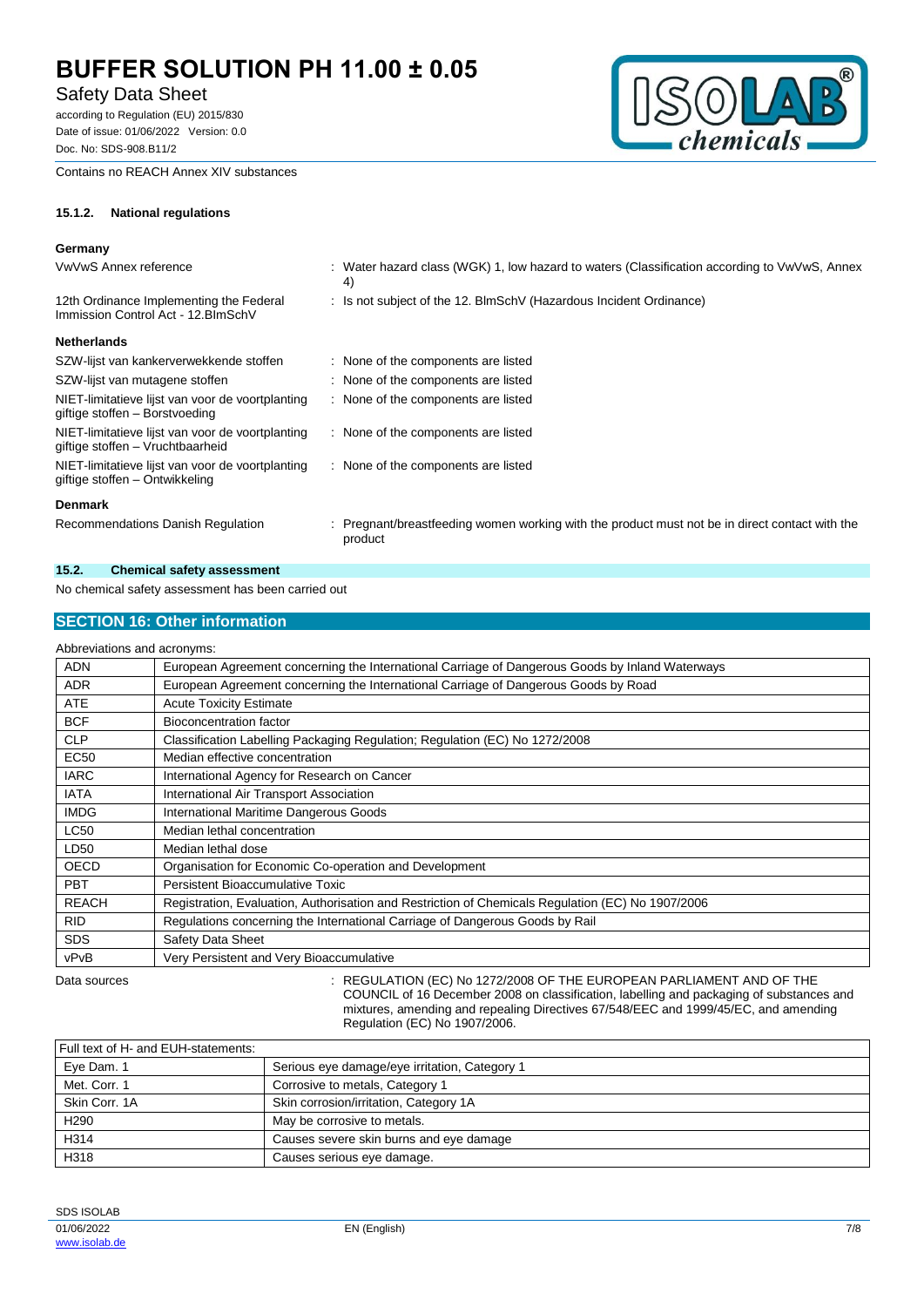Contains no REACH Annex XIV substances

#### 15.1.2. National regulations

**Germany**

| | |
|---|---|
| VwVwS Annex reference | : Water hazard class (WGK) 1, low hazard to waters (Classification according to VwVwS, Annex 4) |
| 12th Ordinance Implementing the Federal Immission Control Act - 12.BImSchV | : Is not subject of the 12. BlmSchV (Hazardous Incident Ordinance) |

**Netherlands**

| | |
|---|---|
| SZW-lijst van kankerverwekkende stoffen | : None of the components are listed |
| SZW-lijst van mutagene stoffen | : None of the components are listed |
| NIET-limitatieve lijst van voor de voortplanting giftige stoffen – Borstvoeding | : None of the components are listed |
| NIET-limitatieve lijst van voor de voortplanting giftige stoffen – Vruchtbaarheid | : None of the components are listed |
| NIET-limitatieve lijst van voor de voortplanting giftige stoffen – Ontwikkeling | : None of the components are listed |

**Denmark**

| | |
|---|---|
| Recommendations Danish Regulation | : Pregnant/breastfeeding women working with the product must not be in direct contact with the product |

### 15.2. Chemical safety assessment

No chemical safety assessment has been carried out

## SECTION 16: Other information

Abbreviations and acronyms:

| | |
|---|---|
| ADN | European Agreement concerning the International Carriage of Dangerous Goods by Inland Waterways |
| ADR | European Agreement concerning the International Carriage of Dangerous Goods by Road |
| ATE | Acute Toxicity Estimate |
| BCF | Bioconcentration factor |
| CLP | Classification Labelling Packaging Regulation; Regulation (EC) No 1272/2008 |
| EC50 | Median effective concentration |
| IARC | International Agency for Research on Cancer |
| IATA | International Air Transport Association |
| IMDG | International Maritime Dangerous Goods |
| LC50 | Median lethal concentration |
| LD50 | Median lethal dose |
| OECD | Organisation for Economic Co-operation and Development |
| PBT | Persistent Bioaccumulative Toxic |
| REACH | Registration, Evaluation, Authorisation and Restriction of Chemicals Regulation (EC) No 1907/2006 |
| RID | Regulations concerning the International Carriage of Dangerous Goods by Rail |
| SDS | Safety Data Sheet |
| vPvB | Very Persistent and Very Bioaccumulative |

Data sources : REGULATION (EC) No 1272/2008 OF THE EUROPEAN PARLIAMENT AND OF THE COUNCIL of 16 December 2008 on classification, labelling and packaging of substances and mixtures, amending and repealing Directives 67/548/EEC and 1999/45/EC, and amending Regulation (EC) No 1907/2006.

| Full text of H- and EUH-statements: | |
|---|---|
| Eye Dam. 1 | Serious eye damage/eye irritation, Category 1 |
| Met. Corr. 1 | Corrosive to metals, Category 1 |
| Skin Corr. 1A | Skin corrosion/irritation, Category 1A |
| H290 | May be corrosive to metals. |
| H314 | Causes severe skin burns and eye damage |
| H318 | Causes serious eye damage. |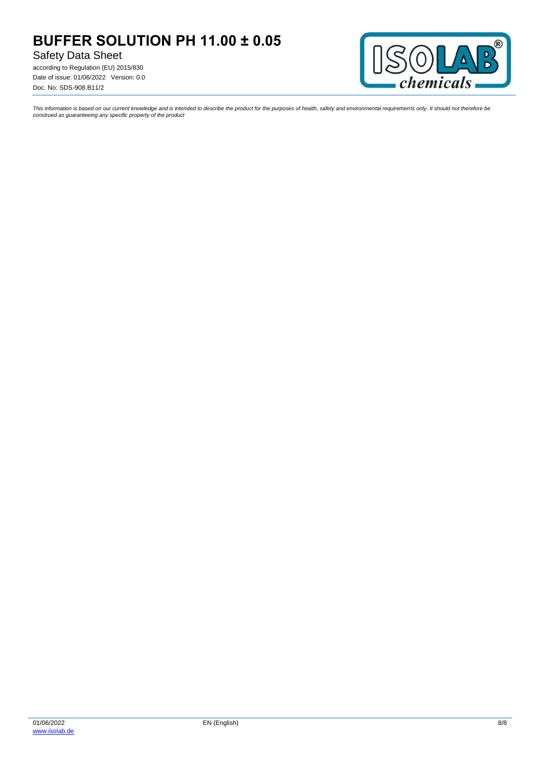*This information is based on our current knowledge and is intended to describe the product for the purposes of health, safety and environmental requirements only. It should not therefore be construed as guaranteeing any specific property of the product*